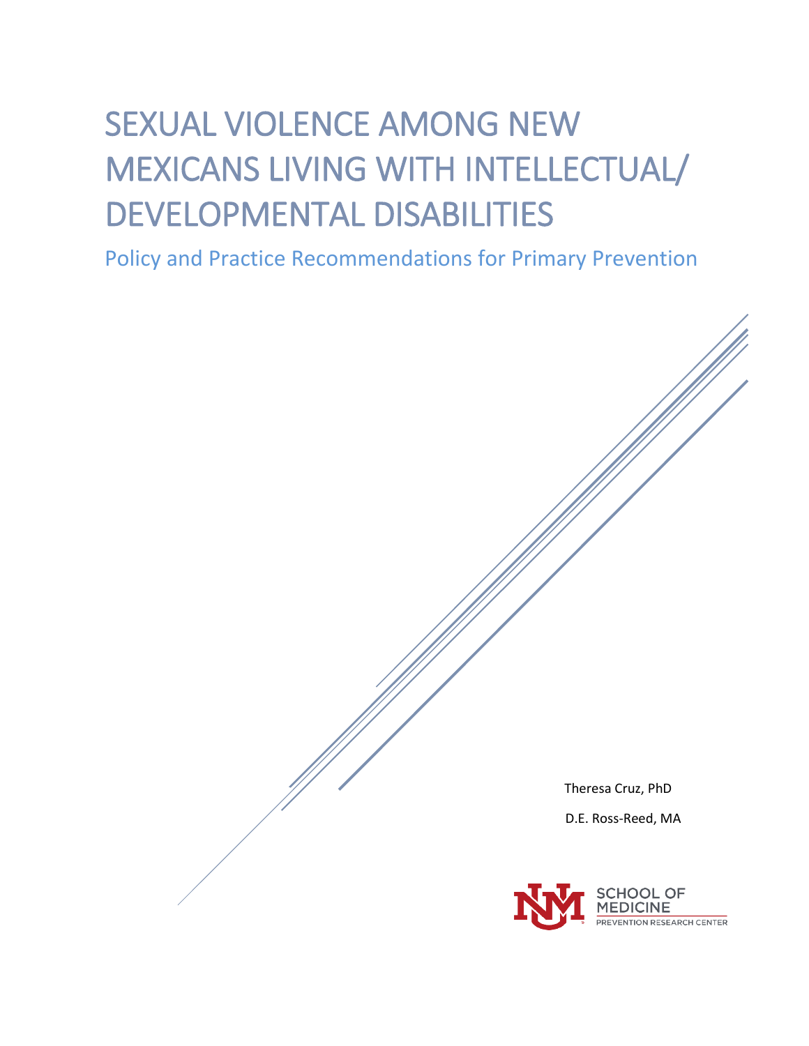# SEXUAL VIOLENCE AMONG NEW MEXICANS LIVING WITH INTELLECTUAL/ DEVELOPMENTAL DISABILITIES

## Policy and Practice Recommendations for Primary Prevention

Theresa Cruz, PhD

D.E. Ross-Reed, MA

SCHOOL OF MEDICINE

PREVENTION RESEARCH CENTER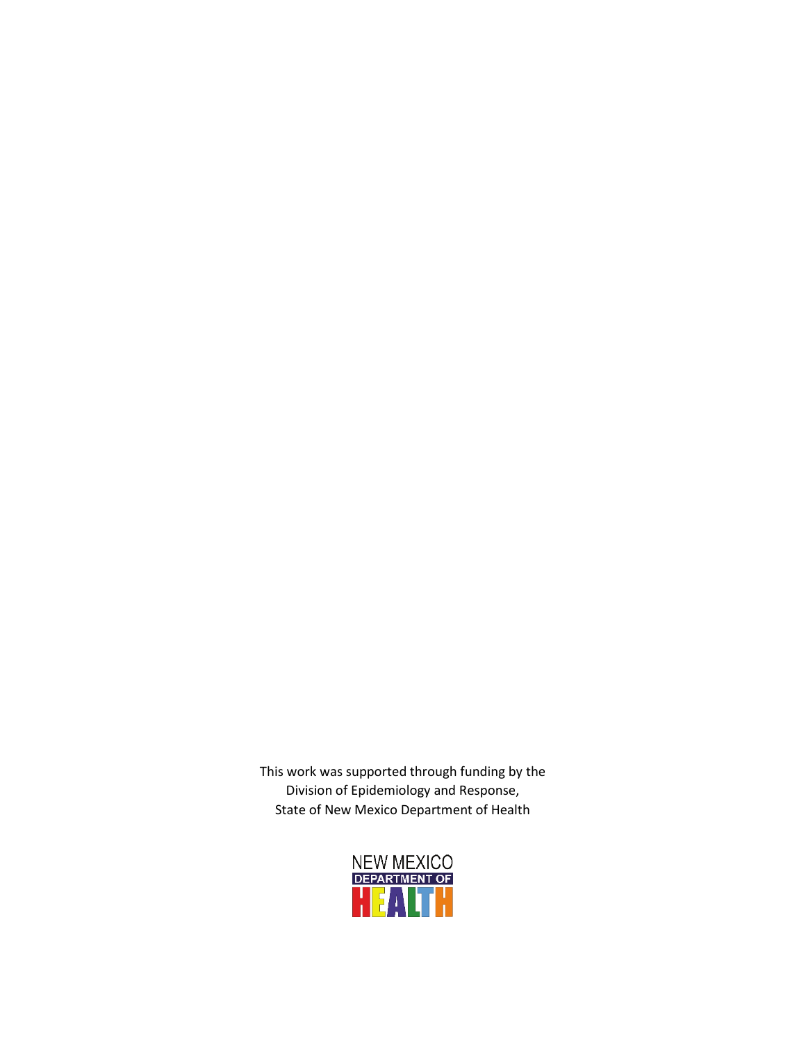This work was supported through funding by the
Division of Epidemiology and Response,
State of New Mexico Department of Health

NEW MEXICO
DEPARTMENT OF
HEALTH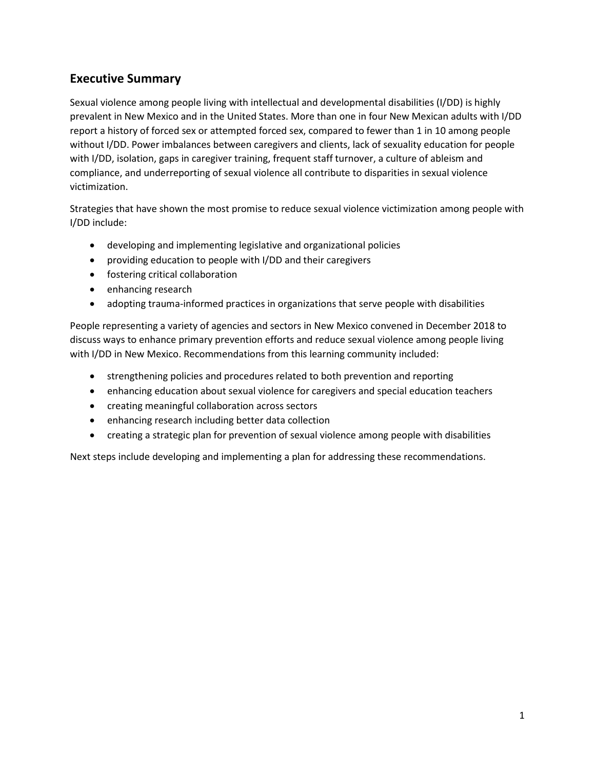## Executive Summary

Sexual violence among people living with intellectual and developmental disabilities (I/DD) is highly prevalent in New Mexico and in the United States. More than one in four New Mexican adults with I/DD report a history of forced sex or attempted forced sex, compared to fewer than 1 in 10 among people without I/DD. Power imbalances between caregivers and clients, lack of sexuality education for people with I/DD, isolation, gaps in caregiver training, frequent staff turnover, a culture of ableism and compliance, and underreporting of sexual violence all contribute to disparities in sexual violence victimization.

Strategies that have shown the most promise to reduce sexual violence victimization among people with I/DD include:

- developing and implementing legislative and organizational policies
- providing education to people with I/DD and their caregivers
- fostering critical collaboration
- enhancing research
- adopting trauma-informed practices in organizations that serve people with disabilities

People representing a variety of agencies and sectors in New Mexico convened in December 2018 to discuss ways to enhance primary prevention efforts and reduce sexual violence among people living with I/DD in New Mexico. Recommendations from this learning community included:

- strengthening policies and procedures related to both prevention and reporting
- enhancing education about sexual violence for caregivers and special education teachers
- creating meaningful collaboration across sectors
- enhancing research including better data collection
- creating a strategic plan for prevention of sexual violence among people with disabilities

Next steps include developing and implementing a plan for addressing these recommendations.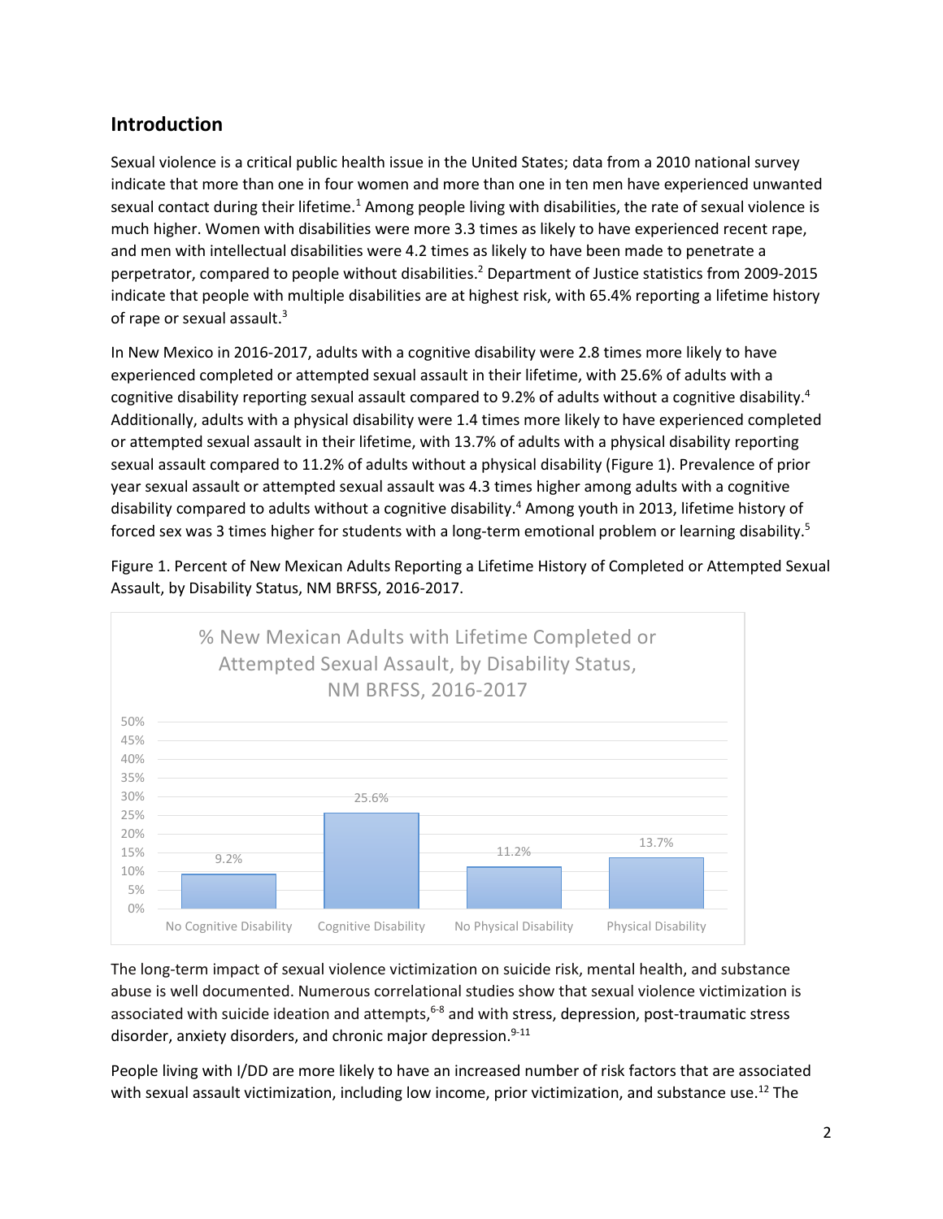## Introduction

Sexual violence is a critical public health issue in the United States; data from a 2010 national survey indicate that more than one in four women and more than one in ten men have experienced unwanted sexual contact during their lifetime.[1] Among people living with disabilities, the rate of sexual violence is much higher. Women with disabilities were more 3.3 times as likely to have experienced recent rape, and men with intellectual disabilities were 4.2 times as likely to have been made to penetrate a perpetrator, compared to people without disabilities.[2] Department of Justice statistics from 2009-2015 indicate that people with multiple disabilities are at highest risk, with 65.4% reporting a lifetime history of rape or sexual assault.[3]

In New Mexico in 2016-2017, adults with a cognitive disability were 2.8 times more likely to have experienced completed or attempted sexual assault in their lifetime, with 25.6% of adults with a cognitive disability reporting sexual assault compared to 9.2% of adults without a cognitive disability.[4] Additionally, adults with a physical disability were 1.4 times more likely to have experienced completed or attempted sexual assault in their lifetime, with 13.7% of adults with a physical disability reporting sexual assault compared to 11.2% of adults without a physical disability (Figure 1). Prevalence of prior year sexual assault or attempted sexual assault was 4.3 times higher among adults with a cognitive disability compared to adults without a cognitive disability.[4] Among youth in 2013, lifetime history of forced sex was 3 times higher for students with a long-term emotional problem or learning disability.[5]

Figure 1. Percent of New Mexican Adults Reporting a Lifetime History of Completed or Attempted Sexual Assault, by Disability Status, NM BRFSS, 2016-2017.

% New Mexican Adults with Lifetime Completed or Attempted Sexual Assault, by Disability Status, NM BRFSS, 2016-2017

| Disability Status | Percent |
| --- | --- |
| No Cognitive Disability | 9.2% |
| Cognitive Disability | 25.6% |
| No Physical Disability | 11.2% |
| Physical Disability | 13.7% |

The long-term impact of sexual violence victimization on suicide risk, mental health, and substance abuse is well documented. Numerous correlational studies show that sexual violence victimization is associated with suicide ideation and attempts,[6-8] and with stress, depression, post-traumatic stress disorder, anxiety disorders, and chronic major depression.[9-11]

People living with I/DD are more likely to have an increased number of risk factors that are associated with sexual assault victimization, including low income, prior victimization, and substance use.[12] The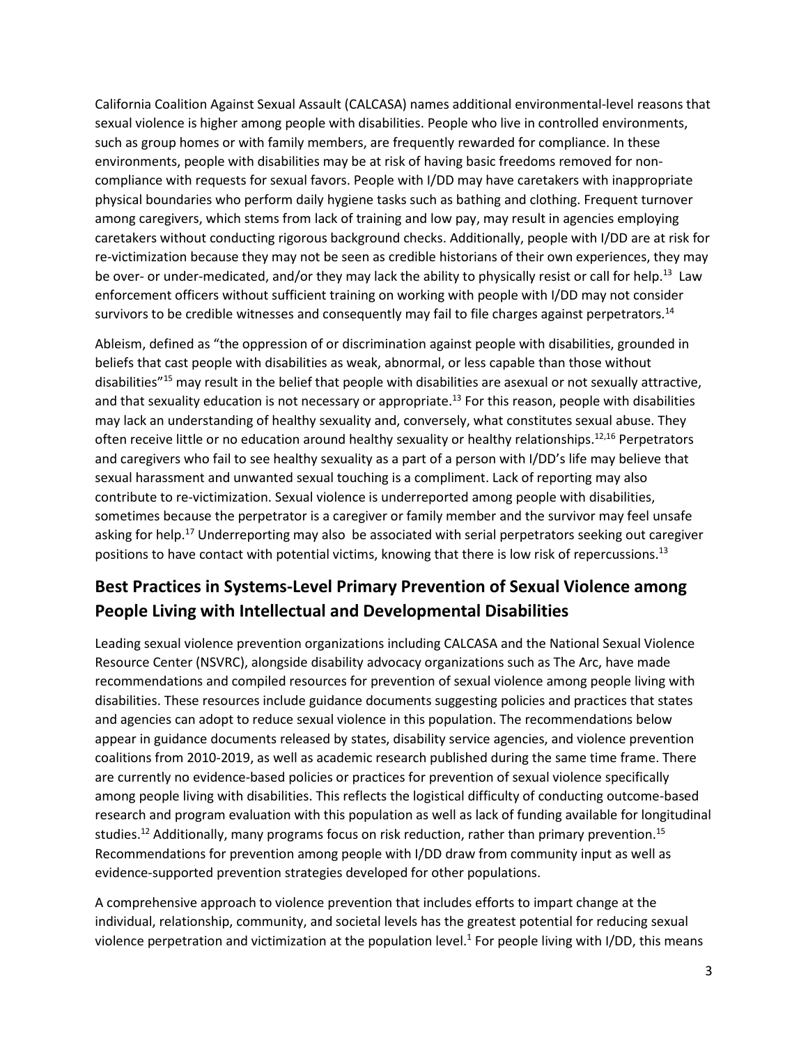California Coalition Against Sexual Assault (CALCASA) names additional environmental-level reasons that sexual violence is higher among people with disabilities. People who live in controlled environments, such as group homes or with family members, are frequently rewarded for compliance. In these environments, people with disabilities may be at risk of having basic freedoms removed for non-compliance with requests for sexual favors. People with I/DD may have caretakers with inappropriate physical boundaries who perform daily hygiene tasks such as bathing and clothing. Frequent turnover among caregivers, which stems from lack of training and low pay, may result in agencies employing caretakers without conducting rigorous background checks. Additionally, people with I/DD are at risk for re-victimization because they may not be seen as credible historians of their own experiences, they may be over- or under-medicated, and/or they may lack the ability to physically resist or call for help.[13] Law enforcement officers without sufficient training on working with people with I/DD may not consider survivors to be credible witnesses and consequently may fail to file charges against perpetrators.[14]

Ableism, defined as "the oppression of or discrimination against people with disabilities, grounded in beliefs that cast people with disabilities as weak, abnormal, or less capable than those without disabilities"[15] may result in the belief that people with disabilities are asexual or not sexually attractive, and that sexuality education is not necessary or appropriate.[13] For this reason, people with disabilities may lack an understanding of healthy sexuality and, conversely, what constitutes sexual abuse. They often receive little or no education around healthy sexuality or healthy relationships.[12,16] Perpetrators and caregivers who fail to see healthy sexuality as a part of a person with I/DD's life may believe that sexual harassment and unwanted sexual touching is a compliment. Lack of reporting may also contribute to re-victimization. Sexual violence is underreported among people with disabilities, sometimes because the perpetrator is a caregiver or family member and the survivor may feel unsafe asking for help.[17] Underreporting may also be associated with serial perpetrators seeking out caregiver positions to have contact with potential victims, knowing that there is low risk of repercussions.[13]

## Best Practices in Systems-Level Primary Prevention of Sexual Violence among People Living with Intellectual and Developmental Disabilities

Leading sexual violence prevention organizations including CALCASA and the National Sexual Violence Resource Center (NSVRC), alongside disability advocacy organizations such as The Arc, have made recommendations and compiled resources for prevention of sexual violence among people living with disabilities. These resources include guidance documents suggesting policies and practices that states and agencies can adopt to reduce sexual violence in this population. The recommendations below appear in guidance documents released by states, disability service agencies, and violence prevention coalitions from 2010-2019, as well as academic research published during the same time frame. There are currently no evidence-based policies or practices for prevention of sexual violence specifically among people living with disabilities. This reflects the logistical difficulty of conducting outcome-based research and program evaluation with this population as well as lack of funding available for longitudinal studies.[12] Additionally, many programs focus on risk reduction, rather than primary prevention.[15] Recommendations for prevention among people with I/DD draw from community input as well as evidence-supported prevention strategies developed for other populations.

A comprehensive approach to violence prevention that includes efforts to impart change at the individual, relationship, community, and societal levels has the greatest potential for reducing sexual violence perpetration and victimization at the population level.[1] For people living with I/DD, this means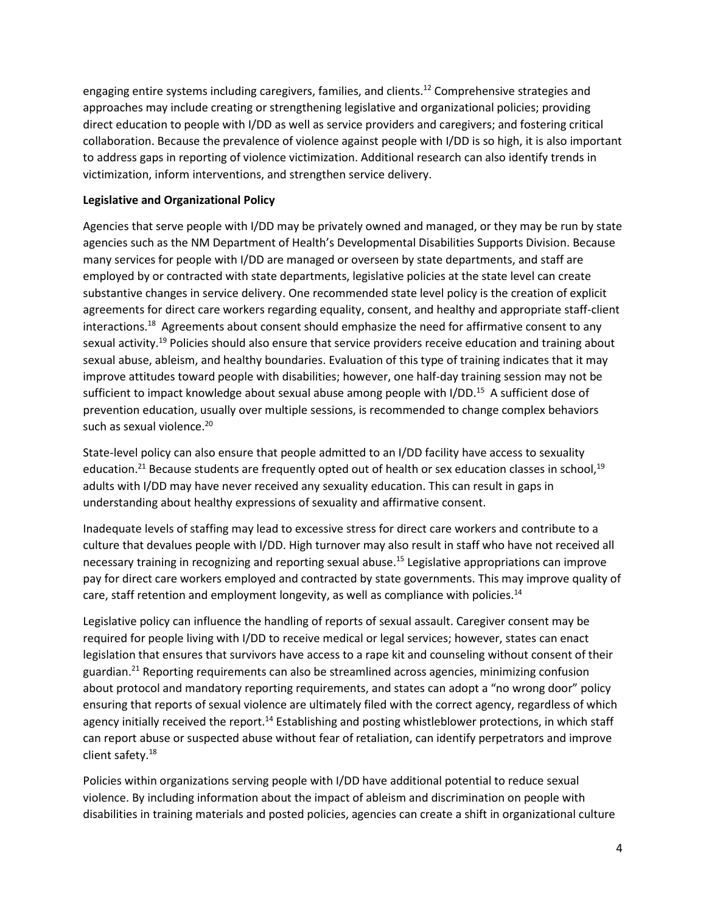engaging entire systems including caregivers, families, and clients.[12] Comprehensive strategies and approaches may include creating or strengthening legislative and organizational policies; providing direct education to people with I/DD as well as service providers and caregivers; and fostering critical collaboration. Because the prevalence of violence against people with I/DD is so high, it is also important to address gaps in reporting of violence victimization. Additional research can also identify trends in victimization, inform interventions, and strengthen service delivery.

**Legislative and Organizational Policy**

Agencies that serve people with I/DD may be privately owned and managed, or they may be run by state agencies such as the NM Department of Health's Developmental Disabilities Supports Division. Because many services for people with I/DD are managed or overseen by state departments, and staff are employed by or contracted with state departments, legislative policies at the state level can create substantive changes in service delivery. One recommended state level policy is the creation of explicit agreements for direct care workers regarding equality, consent, and healthy and appropriate staff-client interactions.[18] Agreements about consent should emphasize the need for affirmative consent to any sexual activity.[19] Policies should also ensure that service providers receive education and training about sexual abuse, ableism, and healthy boundaries. Evaluation of this type of training indicates that it may improve attitudes toward people with disabilities; however, one half-day training session may not be sufficient to impact knowledge about sexual abuse among people with I/DD.[15] A sufficient dose of prevention education, usually over multiple sessions, is recommended to change complex behaviors such as sexual violence.[20]

State-level policy can also ensure that people admitted to an I/DD facility have access to sexuality education.[21] Because students are frequently opted out of health or sex education classes in school,[19] adults with I/DD may have never received any sexuality education. This can result in gaps in understanding about healthy expressions of sexuality and affirmative consent.

Inadequate levels of staffing may lead to excessive stress for direct care workers and contribute to a culture that devalues people with I/DD. High turnover may also result in staff who have not received all necessary training in recognizing and reporting sexual abuse.[15] Legislative appropriations can improve pay for direct care workers employed and contracted by state governments. This may improve quality of care, staff retention and employment longevity, as well as compliance with policies.[14]

Legislative policy can influence the handling of reports of sexual assault. Caregiver consent may be required for people living with I/DD to receive medical or legal services; however, states can enact legislation that ensures that survivors have access to a rape kit and counseling without consent of their guardian.[21] Reporting requirements can also be streamlined across agencies, minimizing confusion about protocol and mandatory reporting requirements, and states can adopt a "no wrong door" policy ensuring that reports of sexual violence are ultimately filed with the correct agency, regardless of which agency initially received the report.[14] Establishing and posting whistleblower protections, in which staff can report abuse or suspected abuse without fear of retaliation, can identify perpetrators and improve client safety.[18]

Policies within organizations serving people with I/DD have additional potential to reduce sexual violence. By including information about the impact of ableism and discrimination on people with disabilities in training materials and posted policies, agencies can create a shift in organizational culture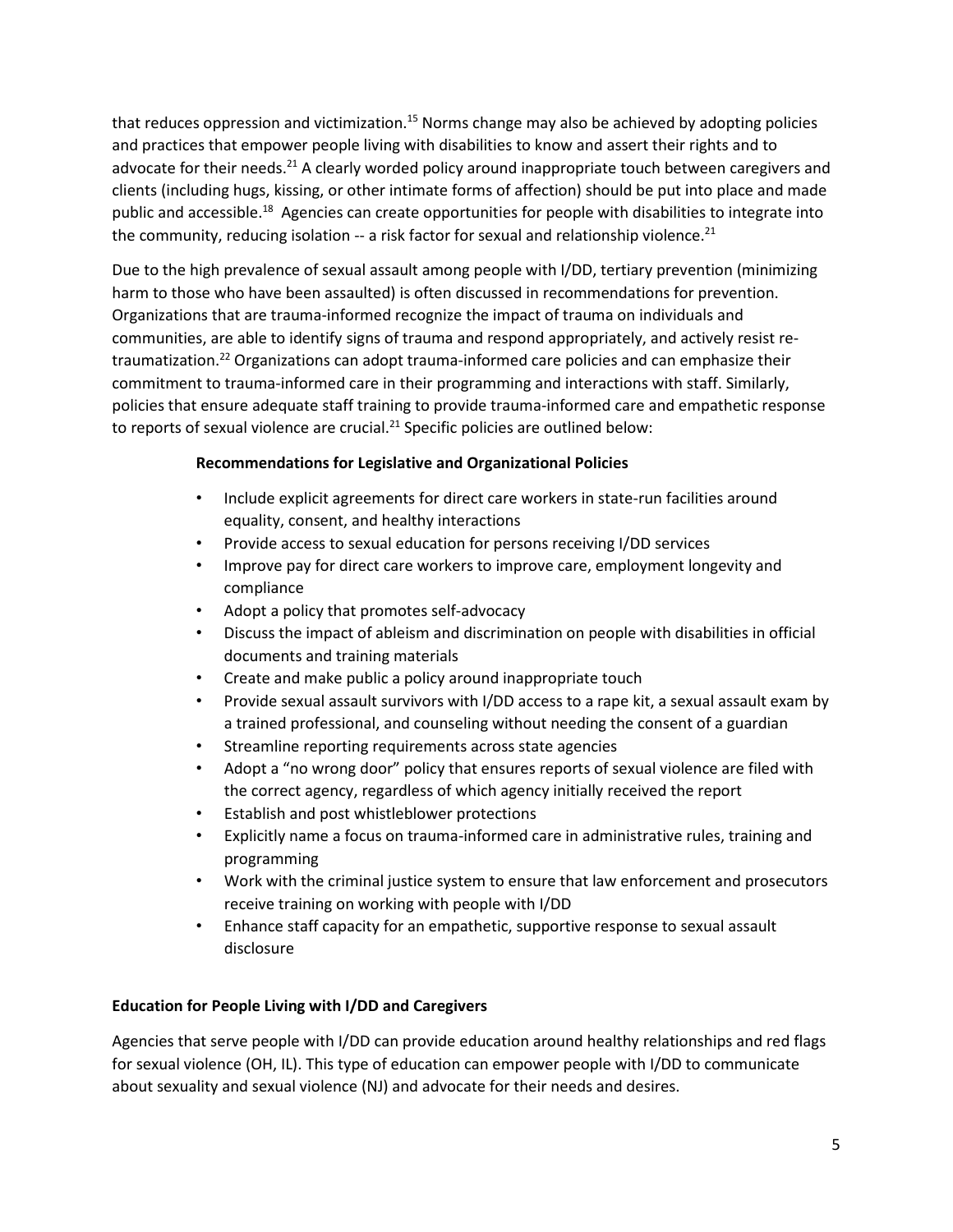that reduces oppression and victimization.[15] Norms change may also be achieved by adopting policies and practices that empower people living with disabilities to know and assert their rights and to advocate for their needs.[21] A clearly worded policy around inappropriate touch between caregivers and clients (including hugs, kissing, or other intimate forms of affection) should be put into place and made public and accessible.[18] Agencies can create opportunities for people with disabilities to integrate into the community, reducing isolation -- a risk factor for sexual and relationship violence.[21]

Due to the high prevalence of sexual assault among people with I/DD, tertiary prevention (minimizing harm to those who have been assaulted) is often discussed in recommendations for prevention. Organizations that are trauma-informed recognize the impact of trauma on individuals and communities, are able to identify signs of trauma and respond appropriately, and actively resist re-traumatization.[22] Organizations can adopt trauma-informed care policies and can emphasize their commitment to trauma-informed care in their programming and interactions with staff. Similarly, policies that ensure adequate staff training to provide trauma-informed care and empathetic response to reports of sexual violence are crucial.[21] Specific policies are outlined below:

**Recommendations for Legislative and Organizational Policies**

- Include explicit agreements for direct care workers in state-run facilities around equality, consent, and healthy interactions
- Provide access to sexual education for persons receiving I/DD services
- Improve pay for direct care workers to improve care, employment longevity and compliance
- Adopt a policy that promotes self-advocacy
- Discuss the impact of ableism and discrimination on people with disabilities in official documents and training materials
- Create and make public a policy around inappropriate touch
- Provide sexual assault survivors with I/DD access to a rape kit, a sexual assault exam by a trained professional, and counseling without needing the consent of a guardian
- Streamline reporting requirements across state agencies
- Adopt a "no wrong door" policy that ensures reports of sexual violence are filed with the correct agency, regardless of which agency initially received the report
- Establish and post whistleblower protections
- Explicitly name a focus on trauma-informed care in administrative rules, training and programming
- Work with the criminal justice system to ensure that law enforcement and prosecutors receive training on working with people with I/DD
- Enhance staff capacity for an empathetic, supportive response to sexual assault disclosure

**Education for People Living with I/DD and Caregivers**

Agencies that serve people with I/DD can provide education around healthy relationships and red flags for sexual violence (OH, IL). This type of education can empower people with I/DD to communicate about sexuality and sexual violence (NJ) and advocate for their needs and desires.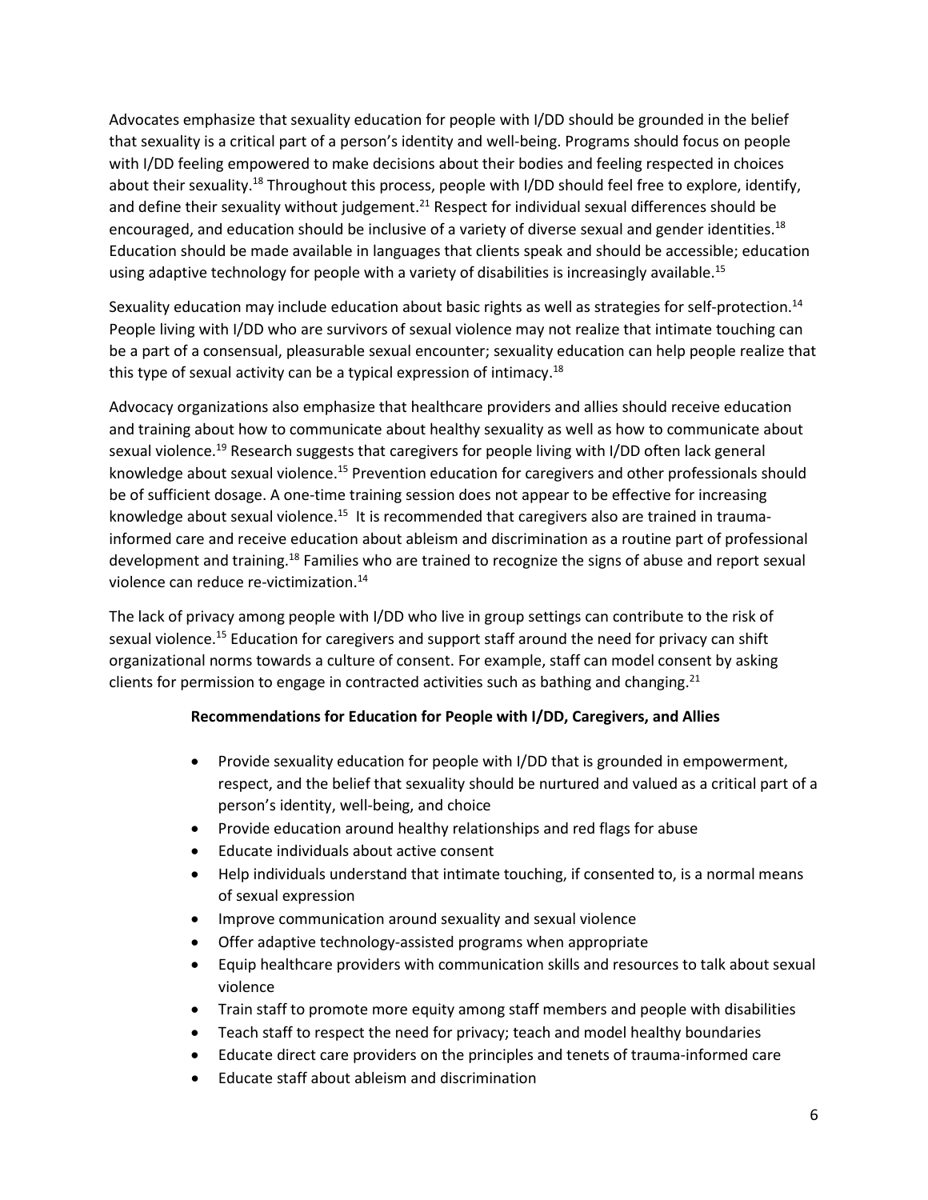Advocates emphasize that sexuality education for people with I/DD should be grounded in the belief that sexuality is a critical part of a person's identity and well-being. Programs should focus on people with I/DD feeling empowered to make decisions about their bodies and feeling respected in choices about their sexuality.[18] Throughout this process, people with I/DD should feel free to explore, identify, and define their sexuality without judgement.[21] Respect for individual sexual differences should be encouraged, and education should be inclusive of a variety of diverse sexual and gender identities.[18] Education should be made available in languages that clients speak and should be accessible; education using adaptive technology for people with a variety of disabilities is increasingly available.[15]

Sexuality education may include education about basic rights as well as strategies for self-protection.[14] People living with I/DD who are survivors of sexual violence may not realize that intimate touching can be a part of a consensual, pleasurable sexual encounter; sexuality education can help people realize that this type of sexual activity can be a typical expression of intimacy.[18]

Advocacy organizations also emphasize that healthcare providers and allies should receive education and training about how to communicate about healthy sexuality as well as how to communicate about sexual violence.[19] Research suggests that caregivers for people living with I/DD often lack general knowledge about sexual violence.[15] Prevention education for caregivers and other professionals should be of sufficient dosage. A one-time training session does not appear to be effective for increasing knowledge about sexual violence.[15] It is recommended that caregivers also are trained in trauma-informed care and receive education about ableism and discrimination as a routine part of professional development and training.[18] Families who are trained to recognize the signs of abuse and report sexual violence can reduce re-victimization.[14]

The lack of privacy among people with I/DD who live in group settings can contribute to the risk of sexual violence.[15] Education for caregivers and support staff around the need for privacy can shift organizational norms towards a culture of consent. For example, staff can model consent by asking clients for permission to engage in contracted activities such as bathing and changing.[21]

**Recommendations for Education for People with I/DD, Caregivers, and Allies**

- Provide sexuality education for people with I/DD that is grounded in empowerment, respect, and the belief that sexuality should be nurtured and valued as a critical part of a person's identity, well-being, and choice
- Provide education around healthy relationships and red flags for abuse
- Educate individuals about active consent
- Help individuals understand that intimate touching, if consented to, is a normal means of sexual expression
- Improve communication around sexuality and sexual violence
- Offer adaptive technology-assisted programs when appropriate
- Equip healthcare providers with communication skills and resources to talk about sexual violence
- Train staff to promote more equity among staff members and people with disabilities
- Teach staff to respect the need for privacy; teach and model healthy boundaries
- Educate direct care providers on the principles and tenets of trauma-informed care
- Educate staff about ableism and discrimination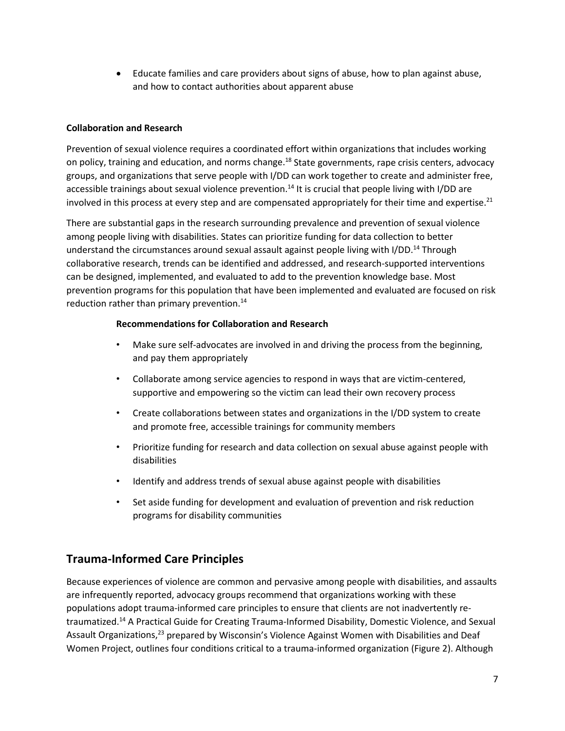- Educate families and care providers about signs of abuse, how to plan against abuse, and how to contact authorities about apparent abuse

**Collaboration and Research**

Prevention of sexual violence requires a coordinated effort within organizations that includes working on policy, training and education, and norms change.[18] State governments, rape crisis centers, advocacy groups, and organizations that serve people with I/DD can work together to create and administer free, accessible trainings about sexual violence prevention.[14] It is crucial that people living with I/DD are involved in this process at every step and are compensated appropriately for their time and expertise.[21]

There are substantial gaps in the research surrounding prevalence and prevention of sexual violence among people living with disabilities. States can prioritize funding for data collection to better understand the circumstances around sexual assault against people living with I/DD.[14] Through collaborative research, trends can be identified and addressed, and research-supported interventions can be designed, implemented, and evaluated to add to the prevention knowledge base. Most prevention programs for this population that have been implemented and evaluated are focused on risk reduction rather than primary prevention.[14]

**Recommendations for Collaboration and Research**

- Make sure self-advocates are involved in and driving the process from the beginning, and pay them appropriately
- Collaborate among service agencies to respond in ways that are victim-centered, supportive and empowering so the victim can lead their own recovery process
- Create collaborations between states and organizations in the I/DD system to create and promote free, accessible trainings for community members
- Prioritize funding for research and data collection on sexual abuse against people with disabilities
- Identify and address trends of sexual abuse against people with disabilities
- Set aside funding for development and evaluation of prevention and risk reduction programs for disability communities

## Trauma-Informed Care Principles

Because experiences of violence are common and pervasive among people with disabilities, and assaults are infrequently reported, advocacy groups recommend that organizations working with these populations adopt trauma-informed care principles to ensure that clients are not inadvertently re-traumatized.[14] A Practical Guide for Creating Trauma-Informed Disability, Domestic Violence, and Sexual Assault Organizations,[23] prepared by Wisconsin's Violence Against Women with Disabilities and Deaf Women Project, outlines four conditions critical to a trauma-informed organization (Figure 2). Although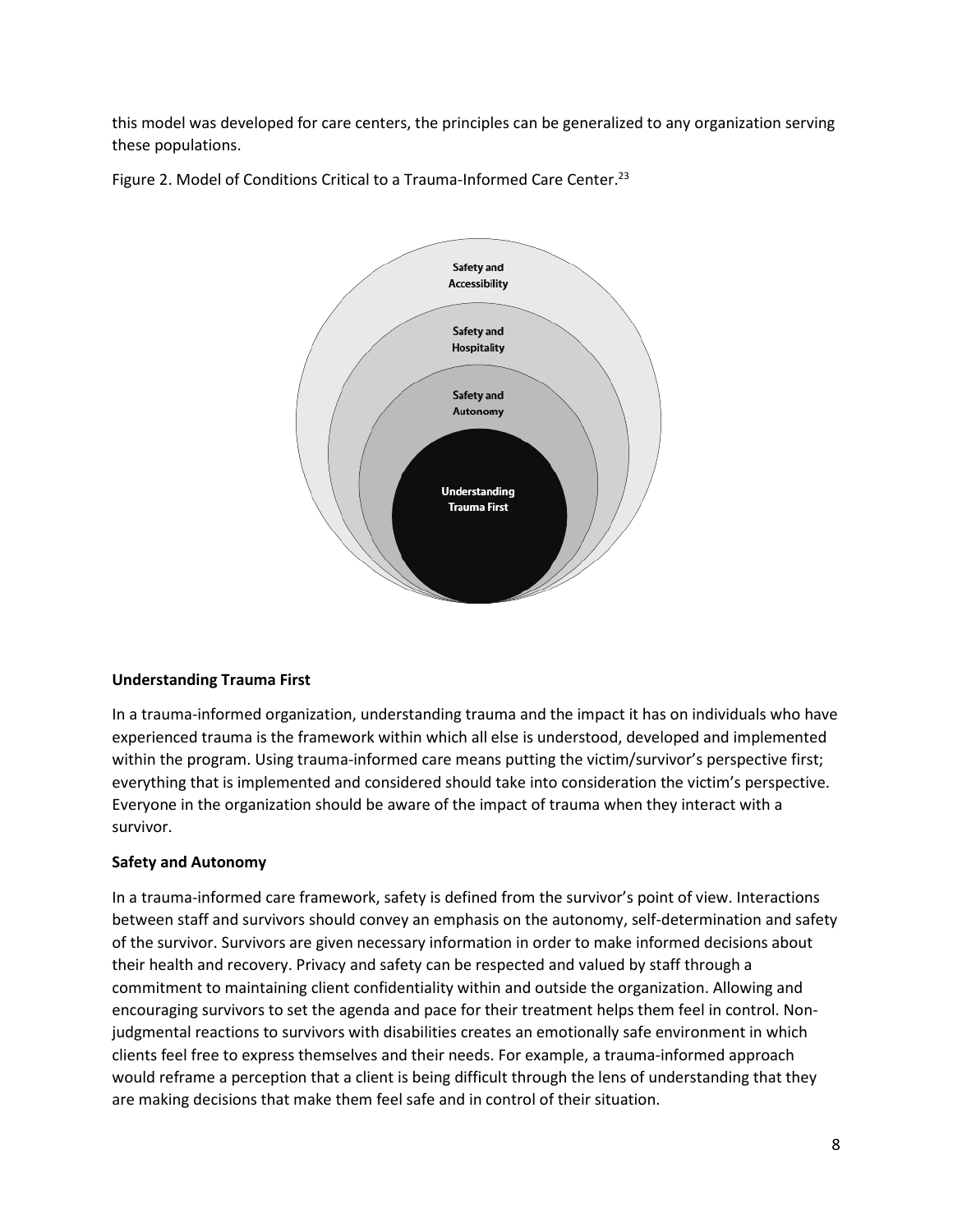this model was developed for care centers, the principles can be generalized to any organization serving these populations.

Figure 2. Model of Conditions Critical to a Trauma-Informed Care Center.[23]

Safety and Accessibility

Safety and Hospitality

Safety and Autonomy

Understanding Trauma First

**Understanding Trauma First**

In a trauma-informed organization, understanding trauma and the impact it has on individuals who have experienced trauma is the framework within which all else is understood, developed and implemented within the program. Using trauma-informed care means putting the victim/survivor's perspective first; everything that is implemented and considered should take into consideration the victim's perspective. Everyone in the organization should be aware of the impact of trauma when they interact with a survivor.

**Safety and Autonomy**

In a trauma-informed care framework, safety is defined from the survivor's point of view. Interactions between staff and survivors should convey an emphasis on the autonomy, self-determination and safety of the survivor. Survivors are given necessary information in order to make informed decisions about their health and recovery. Privacy and safety can be respected and valued by staff through a commitment to maintaining client confidentiality within and outside the organization. Allowing and encouraging survivors to set the agenda and pace for their treatment helps them feel in control. Non-judgmental reactions to survivors with disabilities creates an emotionally safe environment in which clients feel free to express themselves and their needs. For example, a trauma-informed approach would reframe a perception that a client is being difficult through the lens of understanding that they are making decisions that make them feel safe and in control of their situation.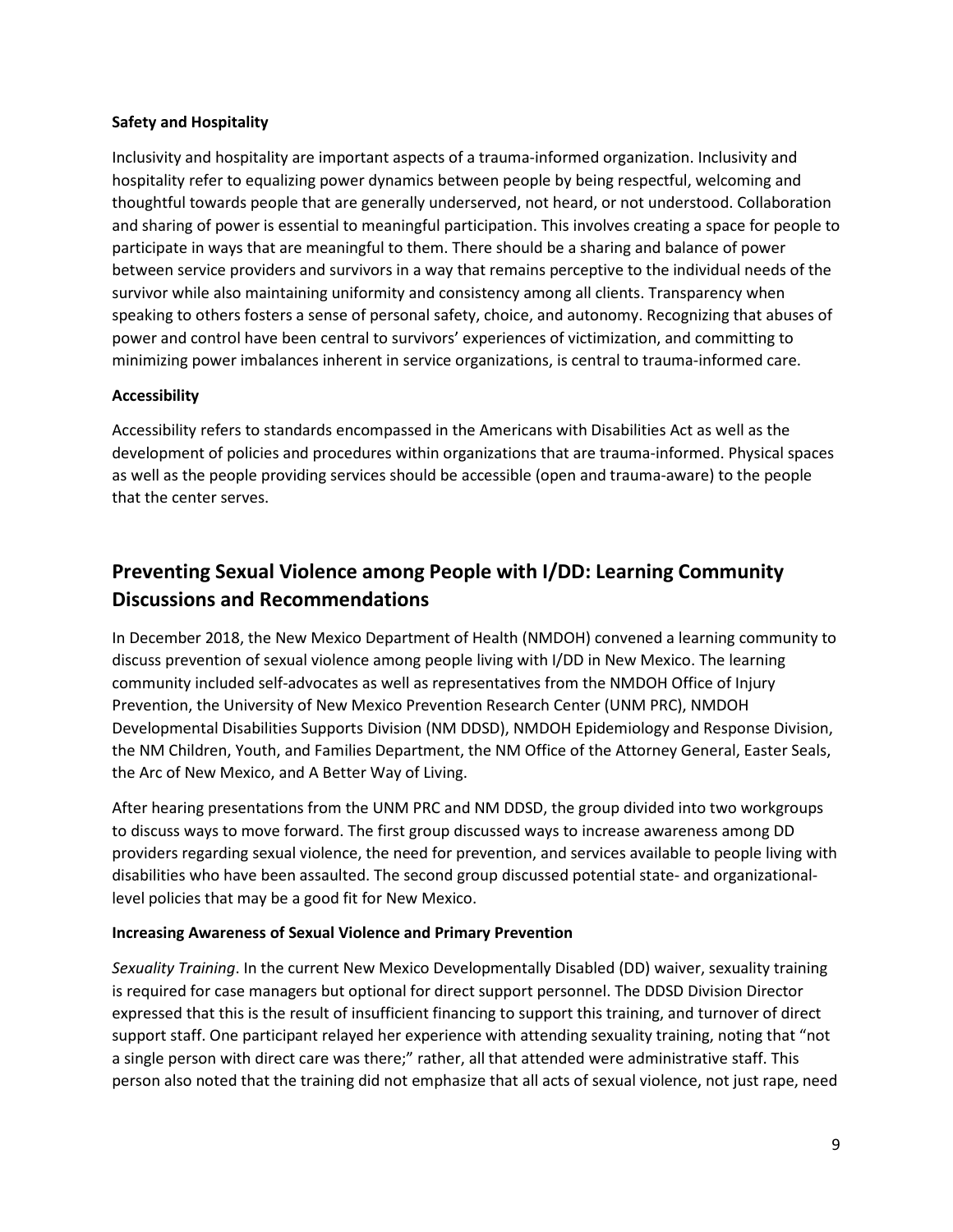**Safety and Hospitality**

Inclusivity and hospitality are important aspects of a trauma-informed organization. Inclusivity and hospitality refer to equalizing power dynamics between people by being respectful, welcoming and thoughtful towards people that are generally underserved, not heard, or not understood. Collaboration and sharing of power is essential to meaningful participation. This involves creating a space for people to participate in ways that are meaningful to them. There should be a sharing and balance of power between service providers and survivors in a way that remains perceptive to the individual needs of the survivor while also maintaining uniformity and consistency among all clients. Transparency when speaking to others fosters a sense of personal safety, choice, and autonomy. Recognizing that abuses of power and control have been central to survivors' experiences of victimization, and committing to minimizing power imbalances inherent in service organizations, is central to trauma-informed care.

**Accessibility**

Accessibility refers to standards encompassed in the Americans with Disabilities Act as well as the development of policies and procedures within organizations that are trauma-informed. Physical spaces as well as the people providing services should be accessible (open and trauma-aware) to the people that the center serves.

## Preventing Sexual Violence among People with I/DD: Learning Community Discussions and Recommendations

In December 2018, the New Mexico Department of Health (NMDOH) convened a learning community to discuss prevention of sexual violence among people living with I/DD in New Mexico. The learning community included self-advocates as well as representatives from the NMDOH Office of Injury Prevention, the University of New Mexico Prevention Research Center (UNM PRC), NMDOH Developmental Disabilities Supports Division (NM DDSD), NMDOH Epidemiology and Response Division, the NM Children, Youth, and Families Department, the NM Office of the Attorney General, Easter Seals, the Arc of New Mexico, and A Better Way of Living.

After hearing presentations from the UNM PRC and NM DDSD, the group divided into two workgroups to discuss ways to move forward. The first group discussed ways to increase awareness among DD providers regarding sexual violence, the need for prevention, and services available to people living with disabilities who have been assaulted. The second group discussed potential state- and organizational-level policies that may be a good fit for New Mexico.

**Increasing Awareness of Sexual Violence and Primary Prevention**

*Sexuality Training*. In the current New Mexico Developmentally Disabled (DD) waiver, sexuality training is required for case managers but optional for direct support personnel. The DDSD Division Director expressed that this is the result of insufficient financing to support this training, and turnover of direct support staff. One participant relayed her experience with attending sexuality training, noting that "not a single person with direct care was there;" rather, all that attended were administrative staff. This person also noted that the training did not emphasize that all acts of sexual violence, not just rape, need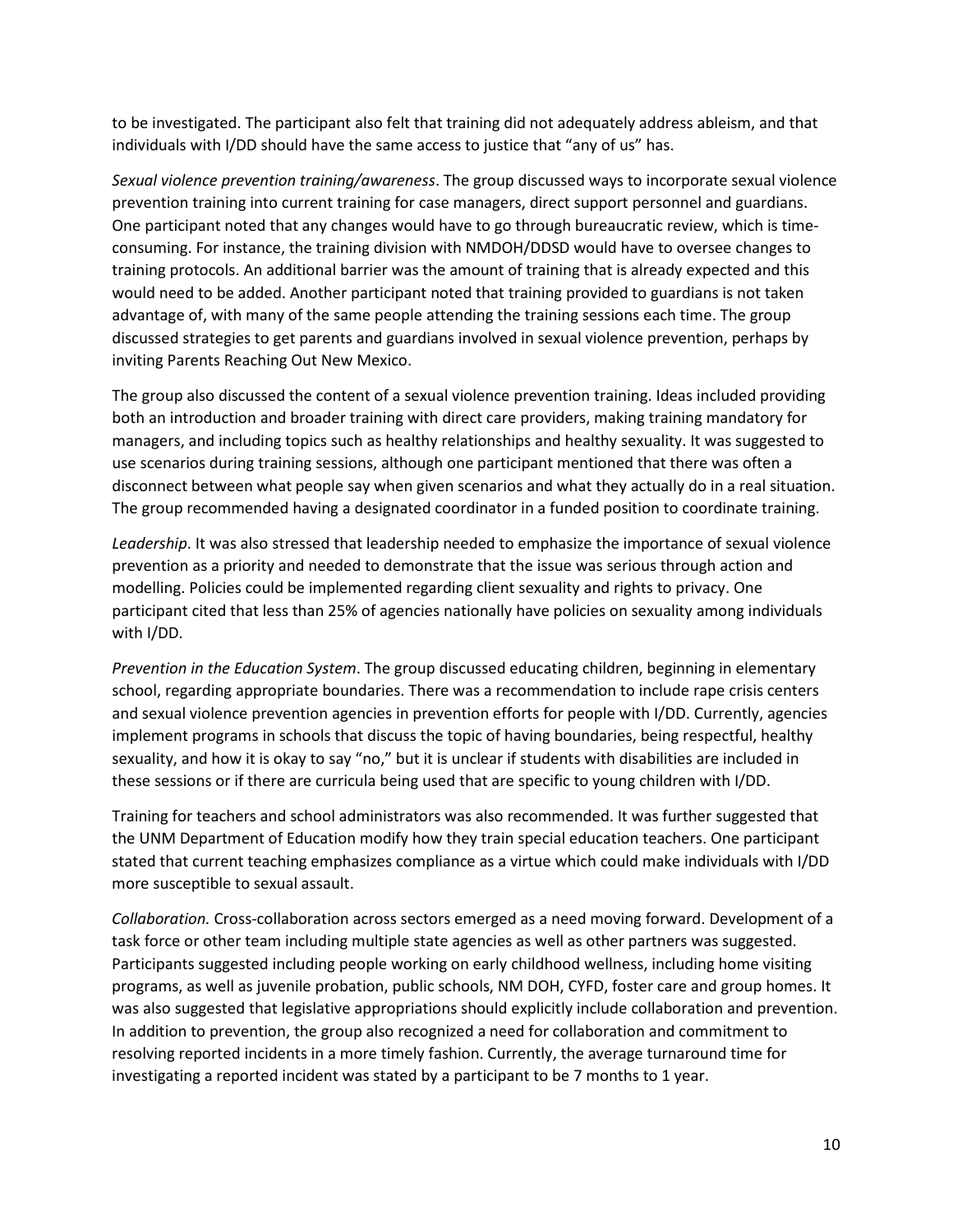to be investigated. The participant also felt that training did not adequately address ableism, and that individuals with I/DD should have the same access to justice that "any of us" has.

*Sexual violence prevention training/awareness*. The group discussed ways to incorporate sexual violence prevention training into current training for case managers, direct support personnel and guardians. One participant noted that any changes would have to go through bureaucratic review, which is time-consuming. For instance, the training division with NMDOH/DDSD would have to oversee changes to training protocols. An additional barrier was the amount of training that is already expected and this would need to be added. Another participant noted that training provided to guardians is not taken advantage of, with many of the same people attending the training sessions each time. The group discussed strategies to get parents and guardians involved in sexual violence prevention, perhaps by inviting Parents Reaching Out New Mexico.

The group also discussed the content of a sexual violence prevention training. Ideas included providing both an introduction and broader training with direct care providers, making training mandatory for managers, and including topics such as healthy relationships and healthy sexuality. It was suggested to use scenarios during training sessions, although one participant mentioned that there was often a disconnect between what people say when given scenarios and what they actually do in a real situation. The group recommended having a designated coordinator in a funded position to coordinate training.

*Leadership*. It was also stressed that leadership needed to emphasize the importance of sexual violence prevention as a priority and needed to demonstrate that the issue was serious through action and modelling. Policies could be implemented regarding client sexuality and rights to privacy. One participant cited that less than 25% of agencies nationally have policies on sexuality among individuals with I/DD.

*Prevention in the Education System*. The group discussed educating children, beginning in elementary school, regarding appropriate boundaries. There was a recommendation to include rape crisis centers and sexual violence prevention agencies in prevention efforts for people with I/DD. Currently, agencies implement programs in schools that discuss the topic of having boundaries, being respectful, healthy sexuality, and how it is okay to say "no," but it is unclear if students with disabilities are included in these sessions or if there are curricula being used that are specific to young children with I/DD.

Training for teachers and school administrators was also recommended. It was further suggested that the UNM Department of Education modify how they train special education teachers. One participant stated that current teaching emphasizes compliance as a virtue which could make individuals with I/DD more susceptible to sexual assault.

*Collaboration.* Cross-collaboration across sectors emerged as a need moving forward. Development of a task force or other team including multiple state agencies as well as other partners was suggested. Participants suggested including people working on early childhood wellness, including home visiting programs, as well as juvenile probation, public schools, NM DOH, CYFD, foster care and group homes. It was also suggested that legislative appropriations should explicitly include collaboration and prevention. In addition to prevention, the group also recognized a need for collaboration and commitment to resolving reported incidents in a more timely fashion. Currently, the average turnaround time for investigating a reported incident was stated by a participant to be 7 months to 1 year.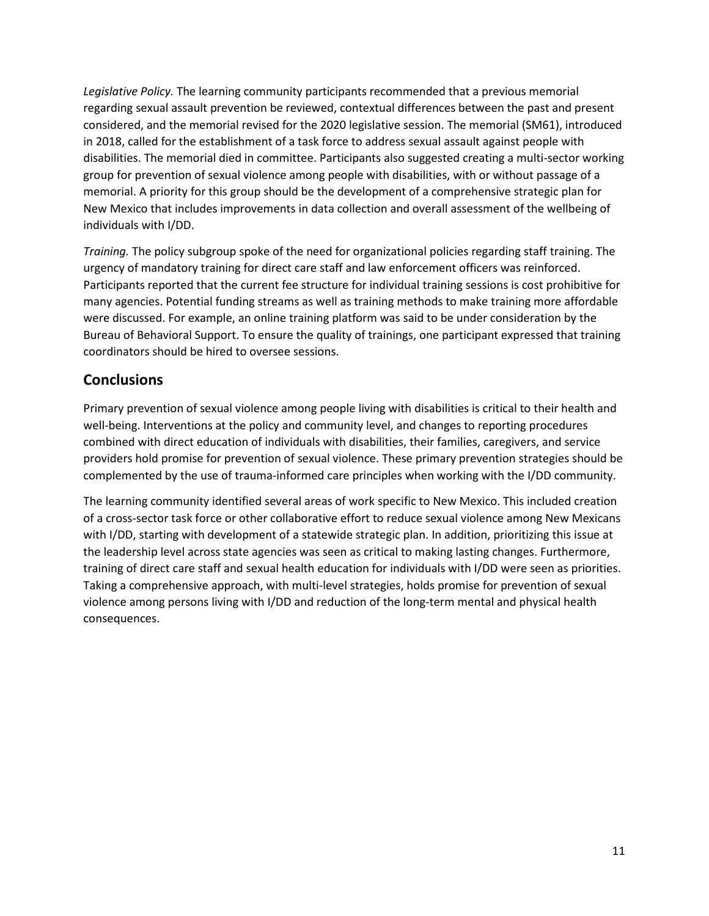*Legislative Policy.* The learning community participants recommended that a previous memorial regarding sexual assault prevention be reviewed, contextual differences between the past and present considered, and the memorial revised for the 2020 legislative session. The memorial (SM61), introduced in 2018, called for the establishment of a task force to address sexual assault against people with disabilities. The memorial died in committee. Participants also suggested creating a multi-sector working group for prevention of sexual violence among people with disabilities, with or without passage of a memorial. A priority for this group should be the development of a comprehensive strategic plan for New Mexico that includes improvements in data collection and overall assessment of the wellbeing of individuals with I/DD.

*Training.* The policy subgroup spoke of the need for organizational policies regarding staff training. The urgency of mandatory training for direct care staff and law enforcement officers was reinforced. Participants reported that the current fee structure for individual training sessions is cost prohibitive for many agencies. Potential funding streams as well as training methods to make training more affordable were discussed. For example, an online training platform was said to be under consideration by the Bureau of Behavioral Support. To ensure the quality of trainings, one participant expressed that training coordinators should be hired to oversee sessions.

## Conclusions

Primary prevention of sexual violence among people living with disabilities is critical to their health and well-being. Interventions at the policy and community level, and changes to reporting procedures combined with direct education of individuals with disabilities, their families, caregivers, and service providers hold promise for prevention of sexual violence. These primary prevention strategies should be complemented by the use of trauma-informed care principles when working with the I/DD community.

The learning community identified several areas of work specific to New Mexico. This included creation of a cross-sector task force or other collaborative effort to reduce sexual violence among New Mexicans with I/DD, starting with development of a statewide strategic plan. In addition, prioritizing this issue at the leadership level across state agencies was seen as critical to making lasting changes. Furthermore, training of direct care staff and sexual health education for individuals with I/DD were seen as priorities. Taking a comprehensive approach, with multi-level strategies, holds promise for prevention of sexual violence among persons living with I/DD and reduction of the long-term mental and physical health consequences.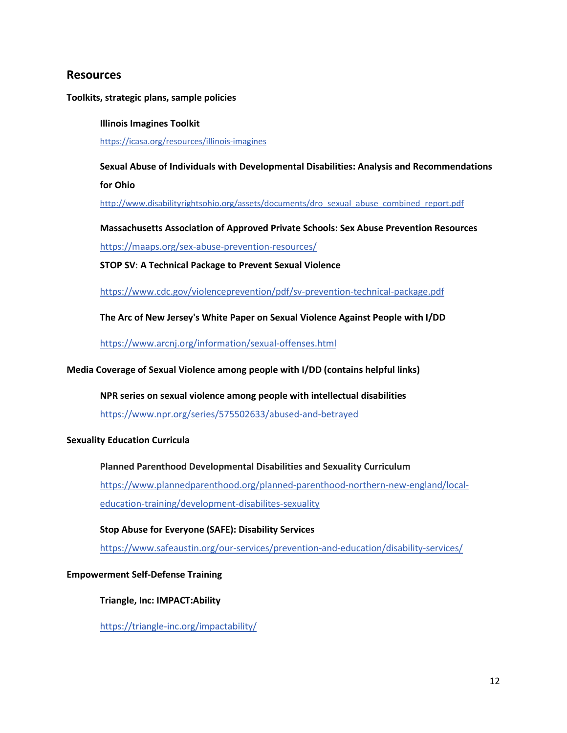## Resources

### Toolkits, strategic plans, sample policies

**Illinois Imagines Toolkit**

https://icasa.org/resources/illinois-imagines

**Sexual Abuse of Individuals with Developmental Disabilities: Analysis and Recommendations for Ohio**

http://www.disabilityrightsohio.org/assets/documents/dro_sexual_abuse_combined_report.pdf

**Massachusetts Association of Approved Private Schools: Sex Abuse Prevention Resources**

https://maaps.org/sex-abuse-prevention-resources/

**STOP SV: A Technical Package to Prevent Sexual Violence**

https://www.cdc.gov/violenceprevention/pdf/sv-prevention-technical-package.pdf

**The Arc of New Jersey's White Paper on Sexual Violence Against People with I/DD**

https://www.arcnj.org/information/sexual-offenses.html

### Media Coverage of Sexual Violence among people with I/DD (contains helpful links)

**NPR series on sexual violence among people with intellectual disabilities**

https://www.npr.org/series/575502633/abused-and-betrayed

### Sexuality Education Curricula

**Planned Parenthood Developmental Disabilities and Sexuality Curriculum**

https://www.plannedparenthood.org/planned-parenthood-northern-new-england/local-education-training/development-disabilites-sexuality

**Stop Abuse for Everyone (SAFE): Disability Services**

https://www.safeaustin.org/our-services/prevention-and-education/disability-services/

### Empowerment Self-Defense Training

**Triangle, Inc: IMPACT:Ability**

https://triangle-inc.org/impactability/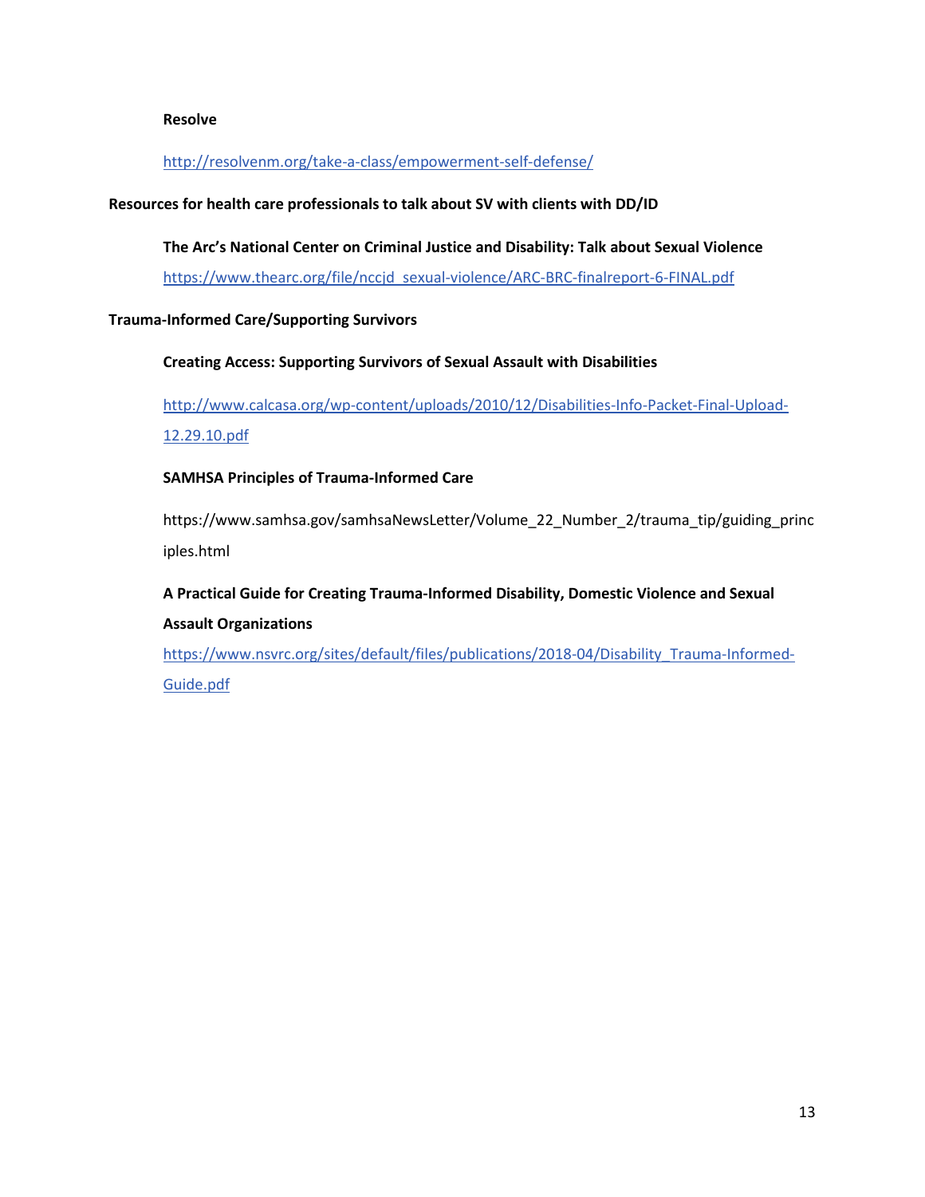**Resolve**

http://resolvenm.org/take-a-class/empowerment-self-defense/

**Resources for health care professionals to talk about SV with clients with DD/ID**

**The Arc's National Center on Criminal Justice and Disability: Talk about Sexual Violence**

https://www.thearc.org/file/nccjd_sexual-violence/ARC-BRC-finalreport-6-FINAL.pdf

**Trauma-Informed Care/Supporting Survivors**

**Creating Access: Supporting Survivors of Sexual Assault with Disabilities**

http://www.calcasa.org/wp-content/uploads/2010/12/Disabilities-Info-Packet-Final-Upload-12.29.10.pdf

**SAMHSA Principles of Trauma-Informed Care**

https://www.samhsa.gov/samhsaNewsLetter/Volume_22_Number_2/trauma_tip/guiding_principles.html

**A Practical Guide for Creating Trauma-Informed Disability, Domestic Violence and Sexual Assault Organizations**

https://www.nsvrc.org/sites/default/files/publications/2018-04/Disability_Trauma-Informed-Guide.pdf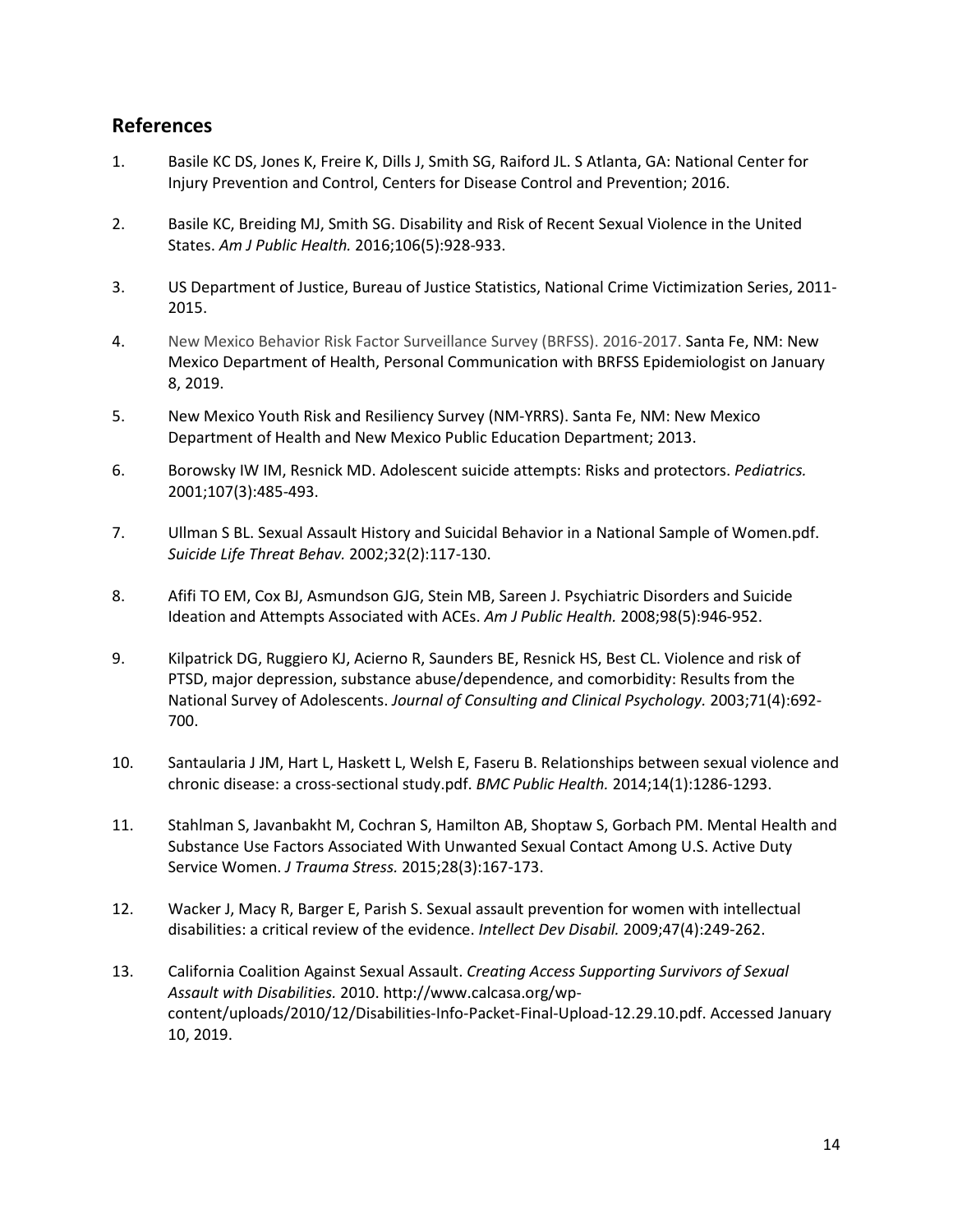## References

1. Basile KC DS, Jones K, Freire K, Dills J, Smith SG, Raiford JL. S Atlanta, GA: National Center for Injury Prevention and Control, Centers for Disease Control and Prevention; 2016.

2. Basile KC, Breiding MJ, Smith SG. Disability and Risk of Recent Sexual Violence in the United States. *Am J Public Health.* 2016;106(5):928-933.

3. US Department of Justice, Bureau of Justice Statistics, National Crime Victimization Series, 2011-2015.

4. New Mexico Behavior Risk Factor Surveillance Survey (BRFSS). 2016-2017. Santa Fe, NM: New Mexico Department of Health, Personal Communication with BRFSS Epidemiologist on January 8, 2019.

5. New Mexico Youth Risk and Resiliency Survey (NM-YRRS). Santa Fe, NM: New Mexico Department of Health and New Mexico Public Education Department; 2013.

6. Borowsky IW IM, Resnick MD. Adolescent suicide attempts: Risks and protectors. *Pediatrics.* 2001;107(3):485-493.

7. Ullman S BL. Sexual Assault History and Suicidal Behavior in a National Sample of Women.pdf. *Suicide Life Threat Behav.* 2002;32(2):117-130.

8. Afifi TO EM, Cox BJ, Asmundson GJG, Stein MB, Sareen J. Psychiatric Disorders and Suicide Ideation and Attempts Associated with ACEs. *Am J Public Health.* 2008;98(5):946-952.

9. Kilpatrick DG, Ruggiero KJ, Acierno R, Saunders BE, Resnick HS, Best CL. Violence and risk of PTSD, major depression, substance abuse/dependence, and comorbidity: Results from the National Survey of Adolescents. *Journal of Consulting and Clinical Psychology.* 2003;71(4):692-700.

10. Santaularia J JM, Hart L, Haskett L, Welsh E, Faseru B. Relationships between sexual violence and chronic disease: a cross-sectional study.pdf. *BMC Public Health.* 2014;14(1):1286-1293.

11. Stahlman S, Javanbakht M, Cochran S, Hamilton AB, Shoptaw S, Gorbach PM. Mental Health and Substance Use Factors Associated With Unwanted Sexual Contact Among U.S. Active Duty Service Women. *J Trauma Stress.* 2015;28(3):167-173.

12. Wacker J, Macy R, Barger E, Parish S. Sexual assault prevention for women with intellectual disabilities: a critical review of the evidence. *Intellect Dev Disabil.* 2009;47(4):249-262.

13. California Coalition Against Sexual Assault. *Creating Access Supporting Survivors of Sexual Assault with Disabilities.* 2010. http://www.calcasa.org/wp-content/uploads/2010/12/Disabilities-Info-Packet-Final-Upload-12.29.10.pdf. Accessed January 10, 2019.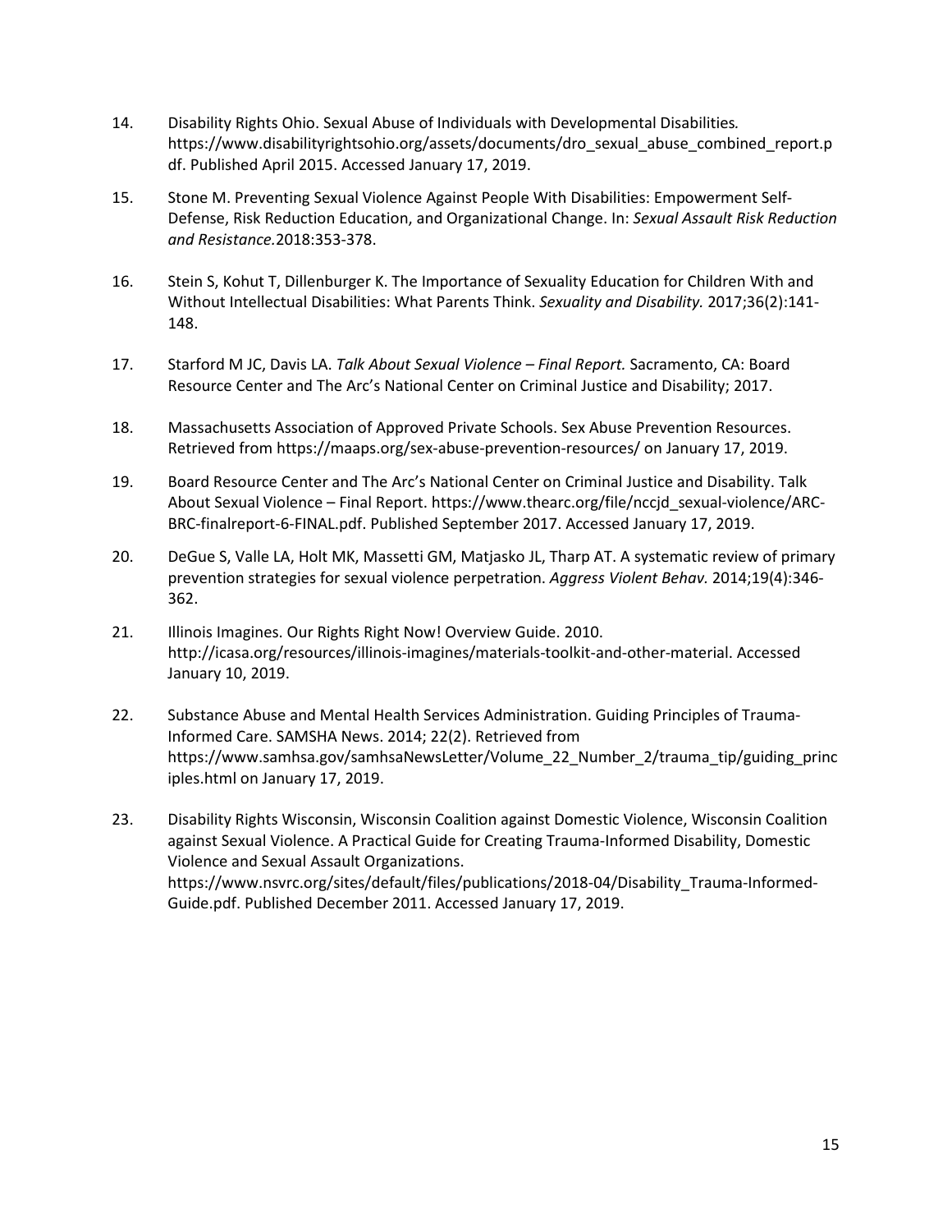14. Disability Rights Ohio. Sexual Abuse of Individuals with Developmental Disabilities*.* https://www.disabilityrightsohio.org/assets/documents/dro_sexual_abuse_combined_report.pdf. Published April 2015. Accessed January 17, 2019.

15. Stone M. Preventing Sexual Violence Against People With Disabilities: Empowerment Self-Defense, Risk Reduction Education, and Organizational Change. In: *Sexual Assault Risk Reduction and Resistance.*2018:353-378.

16. Stein S, Kohut T, Dillenburger K. The Importance of Sexuality Education for Children With and Without Intellectual Disabilities: What Parents Think. *Sexuality and Disability.* 2017;36(2):141-148.

17. Starford M JC, Davis LA. *Talk About Sexual Violence – Final Report.* Sacramento, CA: Board Resource Center and The Arc's National Center on Criminal Justice and Disability; 2017.

18. Massachusetts Association of Approved Private Schools. Sex Abuse Prevention Resources. Retrieved from https://maaps.org/sex-abuse-prevention-resources/ on January 17, 2019.

19. Board Resource Center and The Arc's National Center on Criminal Justice and Disability. Talk About Sexual Violence – Final Report. https://www.thearc.org/file/nccjd_sexual-violence/ARC-BRC-finalreport-6-FINAL.pdf. Published September 2017. Accessed January 17, 2019.

20. DeGue S, Valle LA, Holt MK, Massetti GM, Matjasko JL, Tharp AT. A systematic review of primary prevention strategies for sexual violence perpetration. *Aggress Violent Behav.* 2014;19(4):346-362.

21. Illinois Imagines. Our Rights Right Now! Overview Guide. 2010. http://icasa.org/resources/illinois-imagines/materials-toolkit-and-other-material. Accessed January 10, 2019.

22. Substance Abuse and Mental Health Services Administration. Guiding Principles of Trauma-Informed Care. SAMSHA News. 2014; 22(2). Retrieved from https://www.samhsa.gov/samhsaNewsLetter/Volume_22_Number_2/trauma_tip/guiding_principles.html on January 17, 2019.

23. Disability Rights Wisconsin, Wisconsin Coalition against Domestic Violence, Wisconsin Coalition against Sexual Violence. A Practical Guide for Creating Trauma-Informed Disability, Domestic Violence and Sexual Assault Organizations. https://www.nsvrc.org/sites/default/files/publications/2018-04/Disability_Trauma-Informed-Guide.pdf. Published December 2011. Accessed January 17, 2019.